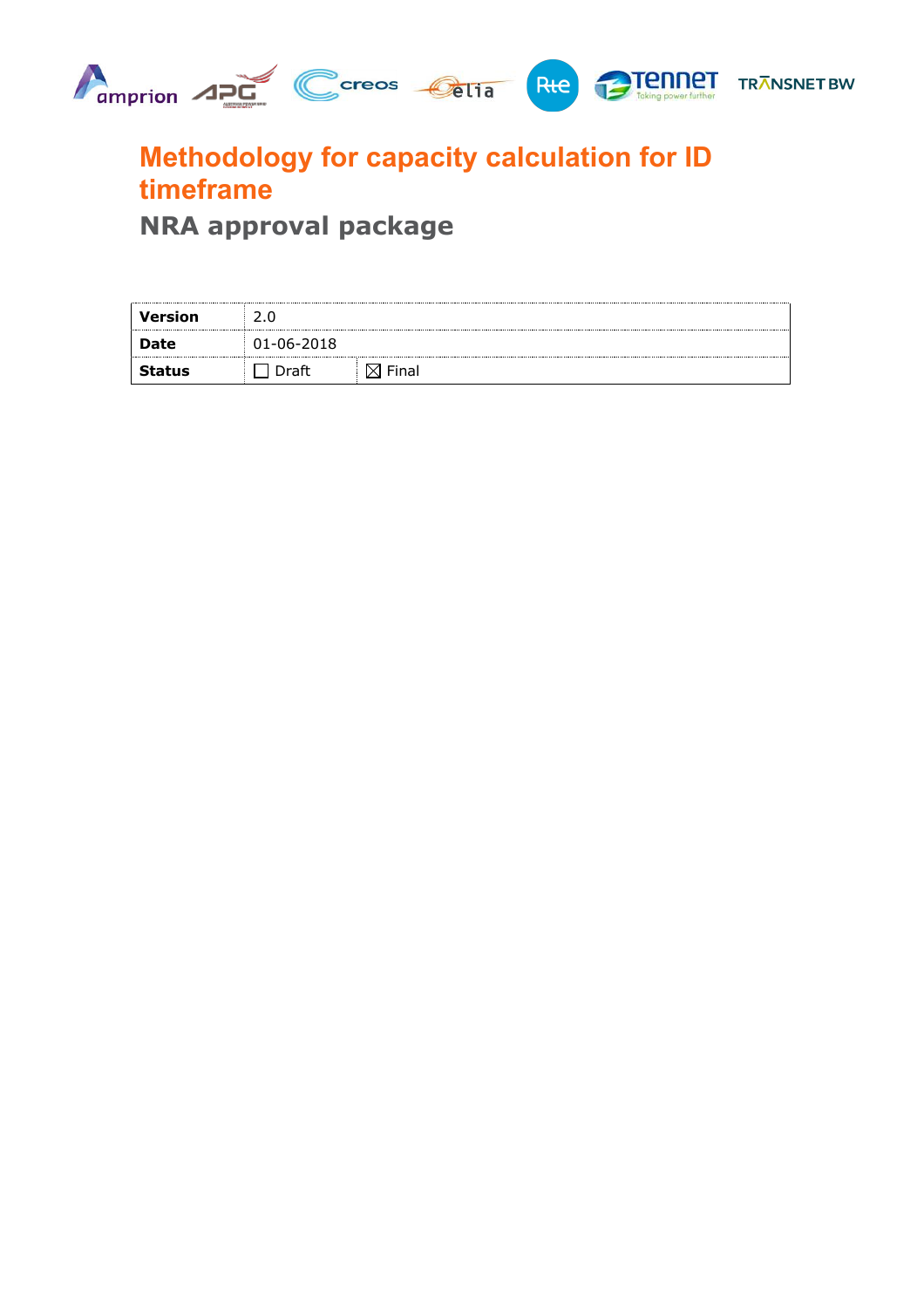# Methodology for capacity calculation for ID timeframe

## NRA approval package

| **Version** | 2.0 | |
|---|---|---|
| **Date** | 01-06-2018 | |
| **Status** | ☐ Draft | ☒ Final |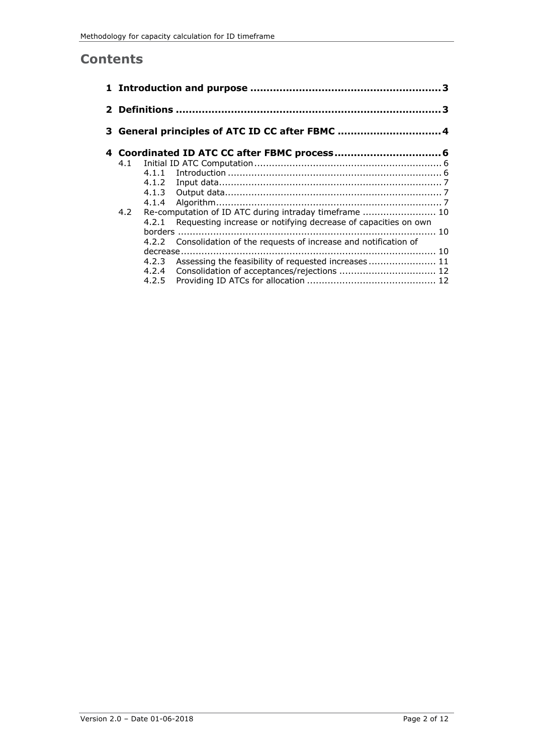# Contents

**1 Introduction and purpose .......................................................... 3**

**2 Definitions ................................................................................ 3**

**3 General principles of ATC ID CC after FBMC ................................ 4**

**4 Coordinated ID ATC CC after FBMC process ................................. 6**

- 4.1 Initial ID ATC Computation ................................................................ 6
  - 4.1.1 Introduction ......................................................................... 6
  - 4.1.2 Input data ............................................................................ 7
  - 4.1.3 Output data .......................................................................... 7
  - 4.1.4 Algorithm ............................................................................. 7
- 4.2 Re-computation of ID ATC during intraday timeframe ......................... 10
  - 4.2.1 Requesting increase or notifying decrease of capacities on own borders ........................................................................................ 10
  - 4.2.2 Consolidation of the requests of increase and notification of decrease ....................................................................................... 10
  - 4.2.3 Assessing the feasibility of requested increases ....................... 11
  - 4.2.4 Consolidation of acceptances/rejections ................................. 12
  - 4.2.5 Providing ID ATCs for allocation ............................................ 12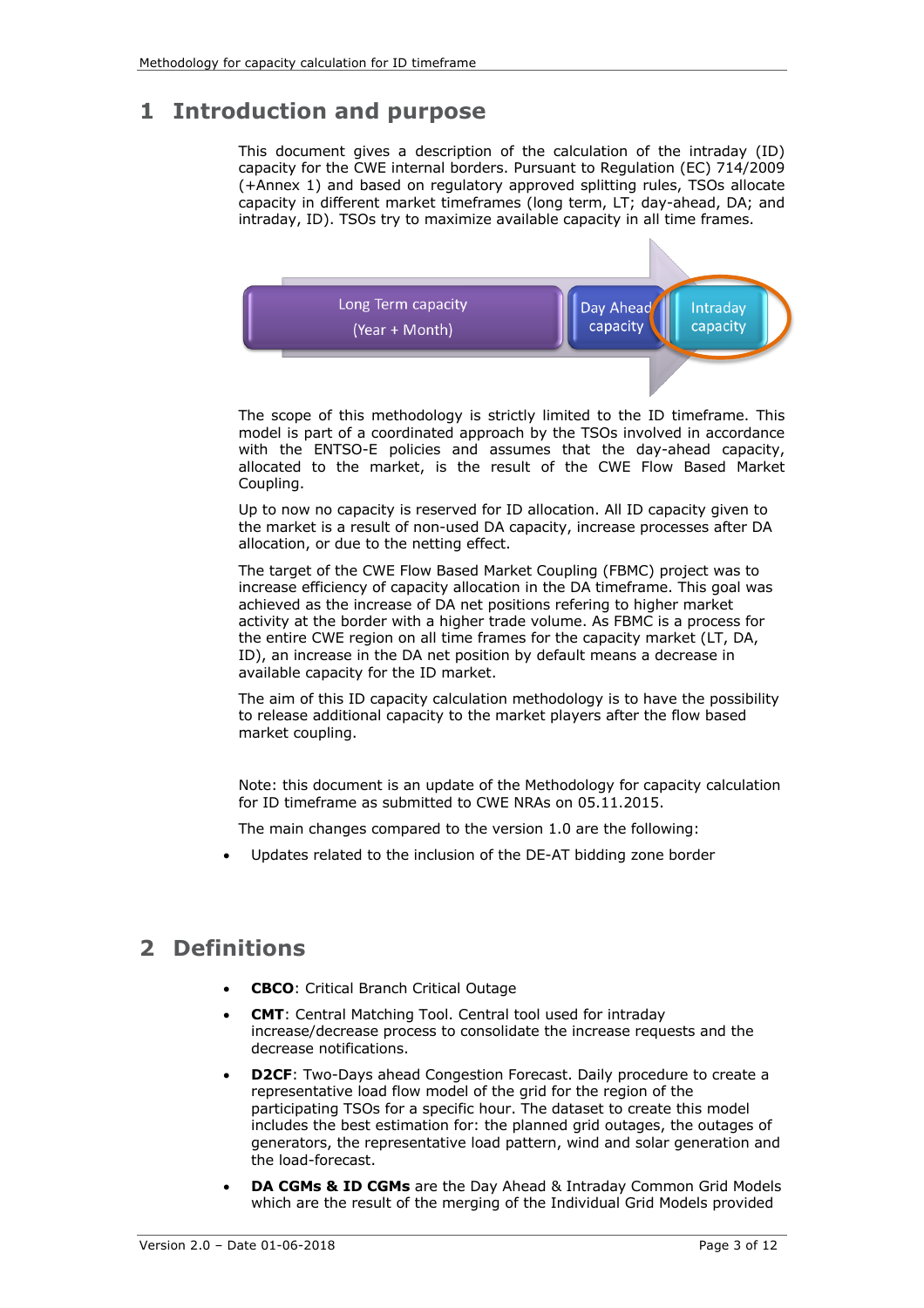# 1 Introduction and purpose

This document gives a description of the calculation of the intraday (ID) capacity for the CWE internal borders. Pursuant to Regulation (EC) 714/2009 (+Annex 1) and based on regulatory approved splitting rules, TSOs allocate capacity in different market timeframes (long term, LT; day-ahead, DA; and intraday, ID). TSOs try to maximize available capacity in all time frames.

The scope of this methodology is strictly limited to the ID timeframe. This model is part of a coordinated approach by the TSOs involved in accordance with the ENTSO-E policies and assumes that the day-ahead capacity, allocated to the market, is the result of the CWE Flow Based Market Coupling.

Up to now no capacity is reserved for ID allocation. All ID capacity given to the market is a result of non-used DA capacity, increase processes after DA allocation, or due to the netting effect.

The target of the CWE Flow Based Market Coupling (FBMC) project was to increase efficiency of capacity allocation in the DA timeframe. This goal was achieved as the increase of DA net positions refering to higher market activity at the border with a higher trade volume. As FBMC is a process for the entire CWE region on all time frames for the capacity market (LT, DA, ID), an increase in the DA net position by default means a decrease in available capacity for the ID market.

The aim of this ID capacity calculation methodology is to have the possibility to release additional capacity to the market players after the flow based market coupling.

Note: this document is an update of the Methodology for capacity calculation for ID timeframe as submitted to CWE NRAs on 05.11.2015.

The main changes compared to the version 1.0 are the following:

- Updates related to the inclusion of the DE-AT bidding zone border

# 2 Definitions

- **CBCO**: Critical Branch Critical Outage
- **CMT**: Central Matching Tool. Central tool used for intraday increase/decrease process to consolidate the increase requests and the decrease notifications.
- **D2CF**: Two-Days ahead Congestion Forecast. Daily procedure to create a representative load flow model of the grid for the region of the participating TSOs for a specific hour. The dataset to create this model includes the best estimation for: the planned grid outages, the outages of generators, the representative load pattern, wind and solar generation and the load-forecast.
- **DA CGMs & ID CGMs** are the Day Ahead & Intraday Common Grid Models which are the result of the merging of the Individual Grid Models provided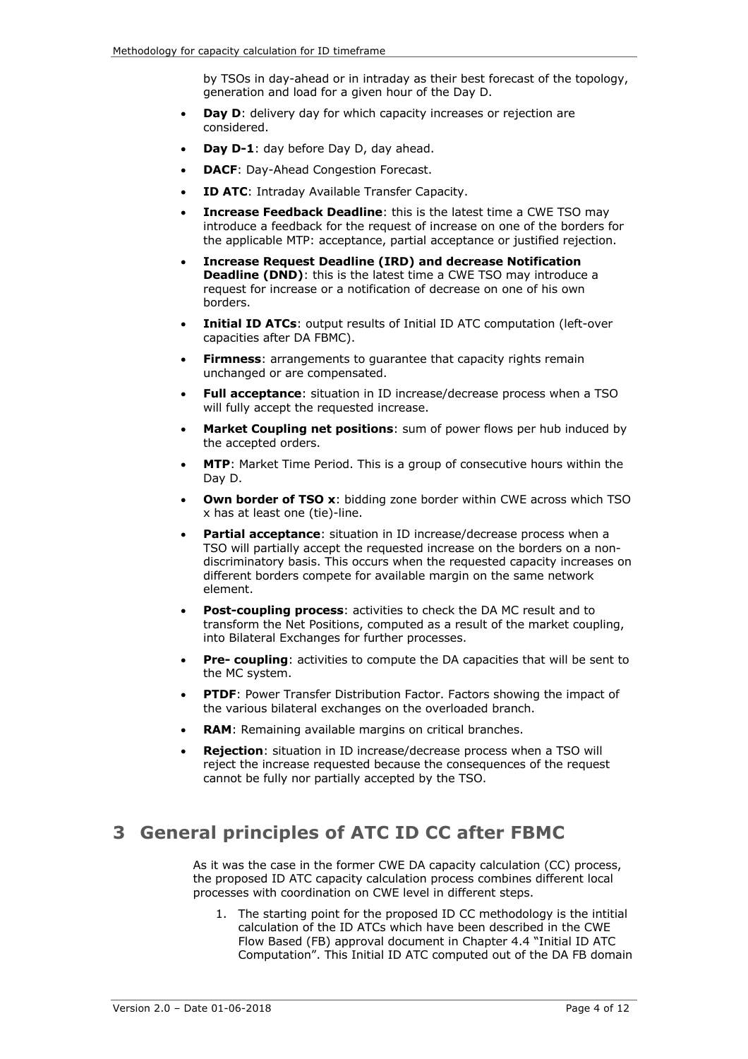by TSOs in day-ahead or in intraday as their best forecast of the topology, generation and load for a given hour of the Day D.

- **Day D**: delivery day for which capacity increases or rejection are considered.
- **Day D-1**: day before Day D, day ahead.
- **DACF**: Day-Ahead Congestion Forecast.
- **ID ATC**: Intraday Available Transfer Capacity.
- **Increase Feedback Deadline**: this is the latest time a CWE TSO may introduce a feedback for the request of increase on one of the borders for the applicable MTP: acceptance, partial acceptance or justified rejection.
- **Increase Request Deadline (IRD) and decrease Notification Deadline (DND)**: this is the latest time a CWE TSO may introduce a request for increase or a notification of decrease on one of his own borders.
- **Initial ID ATCs**: output results of Initial ID ATC computation (left-over capacities after DA FBMC).
- **Firmness**: arrangements to guarantee that capacity rights remain unchanged or are compensated.
- **Full acceptance**: situation in ID increase/decrease process when a TSO will fully accept the requested increase.
- **Market Coupling net positions**: sum of power flows per hub induced by the accepted orders.
- **MTP**: Market Time Period. This is a group of consecutive hours within the Day D.
- **Own border of TSO x**: bidding zone border within CWE across which TSO x has at least one (tie)-line.
- **Partial acceptance**: situation in ID increase/decrease process when a TSO will partially accept the requested increase on the borders on a non-discriminatory basis. This occurs when the requested capacity increases on different borders compete for available margin on the same network element.
- **Post-coupling process**: activities to check the DA MC result and to transform the Net Positions, computed as a result of the market coupling, into Bilateral Exchanges for further processes.
- **Pre- coupling**: activities to compute the DA capacities that will be sent to the MC system.
- **PTDF**: Power Transfer Distribution Factor. Factors showing the impact of the various bilateral exchanges on the overloaded branch.
- **RAM**: Remaining available margins on critical branches.
- **Rejection**: situation in ID increase/decrease process when a TSO will reject the increase requested because the consequences of the request cannot be fully nor partially accepted by the TSO.

# 3 General principles of ATC ID CC after FBMC

As it was the case in the former CWE DA capacity calculation (CC) process, the proposed ID ATC capacity calculation process combines different local processes with coordination on CWE level in different steps.

1. The starting point for the proposed ID CC methodology is the intitial calculation of the ID ATCs which have been described in the CWE Flow Based (FB) approval document in Chapter 4.4 "Initial ID ATC Computation". This Initial ID ATC computed out of the DA FB domain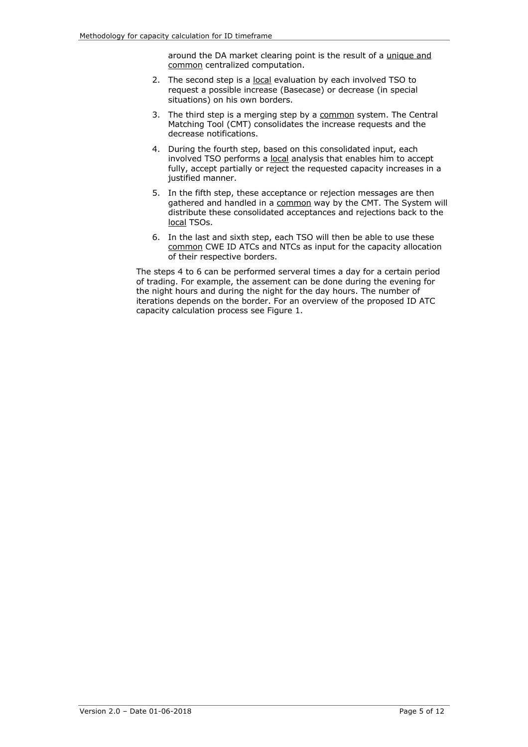around the DA market clearing point is the result of a unique and common centralized computation.

2. The second step is a local evaluation by each involved TSO to request a possible increase (Basecase) or decrease (in special situations) on his own borders.
3. The third step is a merging step by a common system. The Central Matching Tool (CMT) consolidates the increase requests and the decrease notifications.
4. During the fourth step, based on this consolidated input, each involved TSO performs a local analysis that enables him to accept fully, accept partially or reject the requested capacity increases in a justified manner.
5. In the fifth step, these acceptance or rejection messages are then gathered and handled in a common way by the CMT. The System will distribute these consolidated acceptances and rejections back to the local TSOs.
6. In the last and sixth step, each TSO will then be able to use these common CWE ID ATCs and NTCs as input for the capacity allocation of their respective borders.

The steps 4 to 6 can be performed serveral times a day for a certain period of trading. For example, the assement can be done during the evening for the night hours and during the night for the day hours. The number of iterations depends on the border. For an overview of the proposed ID ATC capacity calculation process see Figure 1.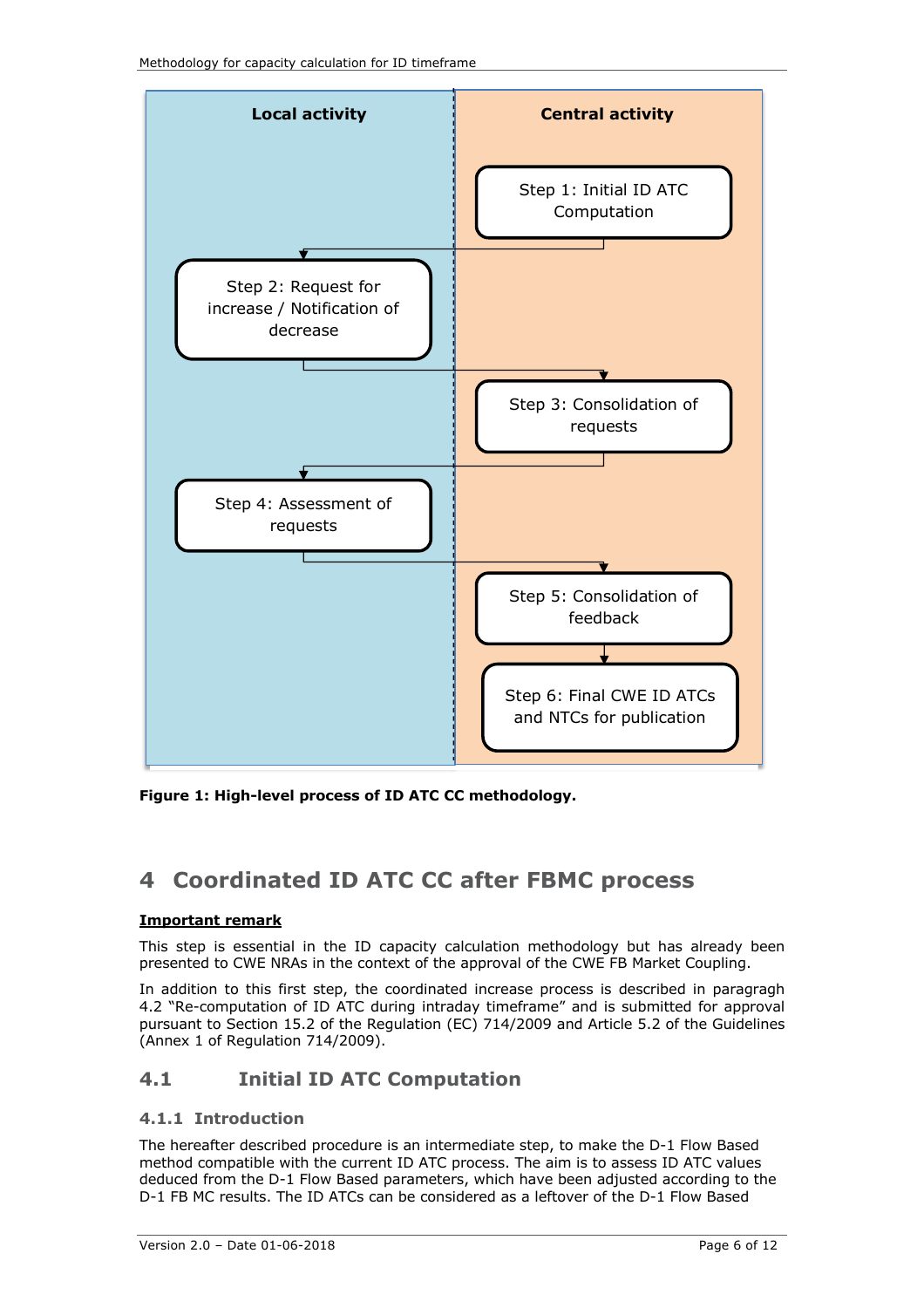Local activity

Central activity

Step 1: Initial ID ATC Computation

Step 2: Request for increase / Notification of decrease

Step 3: Consolidation of requests

Step 4: Assessment of requests

Step 5: Consolidation of feedback

Step 6: Final CWE ID ATCs and NTCs for publication

**Figure 1: High-level process of ID ATC CC methodology.**

# 4 Coordinated ID ATC CC after FBMC process

**Important remark**

This step is essential in the ID capacity calculation methodology but has already been presented to CWE NRAs in the context of the approval of the CWE FB Market Coupling.

In addition to this first step, the coordinated increase process is described in paragragh 4.2 "Re-computation of ID ATC during intraday timeframe" and is submitted for approval pursuant to Section 15.2 of the Regulation (EC) 714/2009 and Article 5.2 of the Guidelines (Annex 1 of Regulation 714/2009).

## 4.1 Initial ID ATC Computation

### 4.1.1 Introduction

The hereafter described procedure is an intermediate step, to make the D-1 Flow Based method compatible with the current ID ATC process. The aim is to assess ID ATC values deduced from the D-1 Flow Based parameters, which have been adjusted according to the D-1 FB MC results. The ID ATCs can be considered as a leftover of the D-1 Flow Based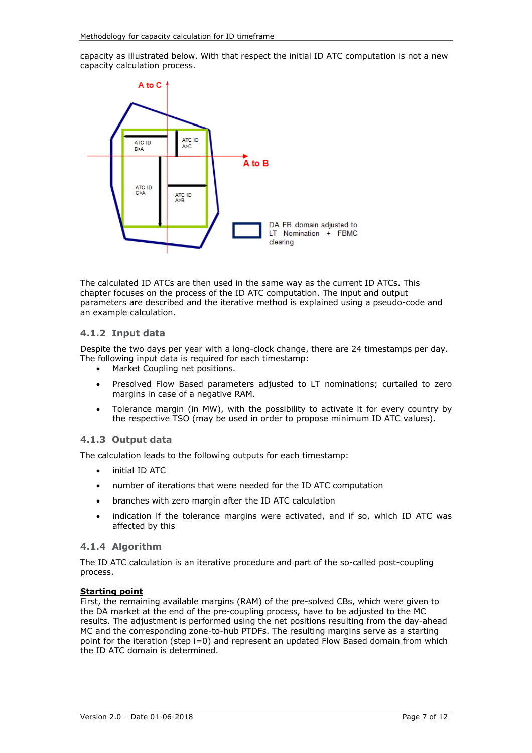capacity as illustrated below. With that respect the initial ID ATC computation is not a new capacity calculation process.

The calculated ID ATCs are then used in the same way as the current ID ATCs. This chapter focuses on the process of the ID ATC computation. The input and output parameters are described and the iterative method is explained using a pseudo-code and an example calculation.

### 4.1.2 Input data

Despite the two days per year with a long-clock change, there are 24 timestamps per day. The following input data is required for each timestamp:

- Market Coupling net positions.
- Presolved Flow Based parameters adjusted to LT nominations; curtailed to zero margins in case of a negative RAM.
- Tolerance margin (in MW), with the possibility to activate it for every country by the respective TSO (may be used in order to propose minimum ID ATC values).

### 4.1.3 Output data

The calculation leads to the following outputs for each timestamp:

- initial ID ATC
- number of iterations that were needed for the ID ATC computation
- branches with zero margin after the ID ATC calculation
- indication if the tolerance margins were activated, and if so, which ID ATC was affected by this

### 4.1.4 Algorithm

The ID ATC calculation is an iterative procedure and part of the so-called post-coupling process.

**Starting point**

First, the remaining available margins (RAM) of the pre-solved CBs, which were given to the DA market at the end of the pre-coupling process, have to be adjusted to the MC results. The adjustment is performed using the net positions resulting from the day-ahead MC and the corresponding zone-to-hub PTDFs. The resulting margins serve as a starting point for the iteration (step i=0) and represent an updated Flow Based domain from which the ID ATC domain is determined.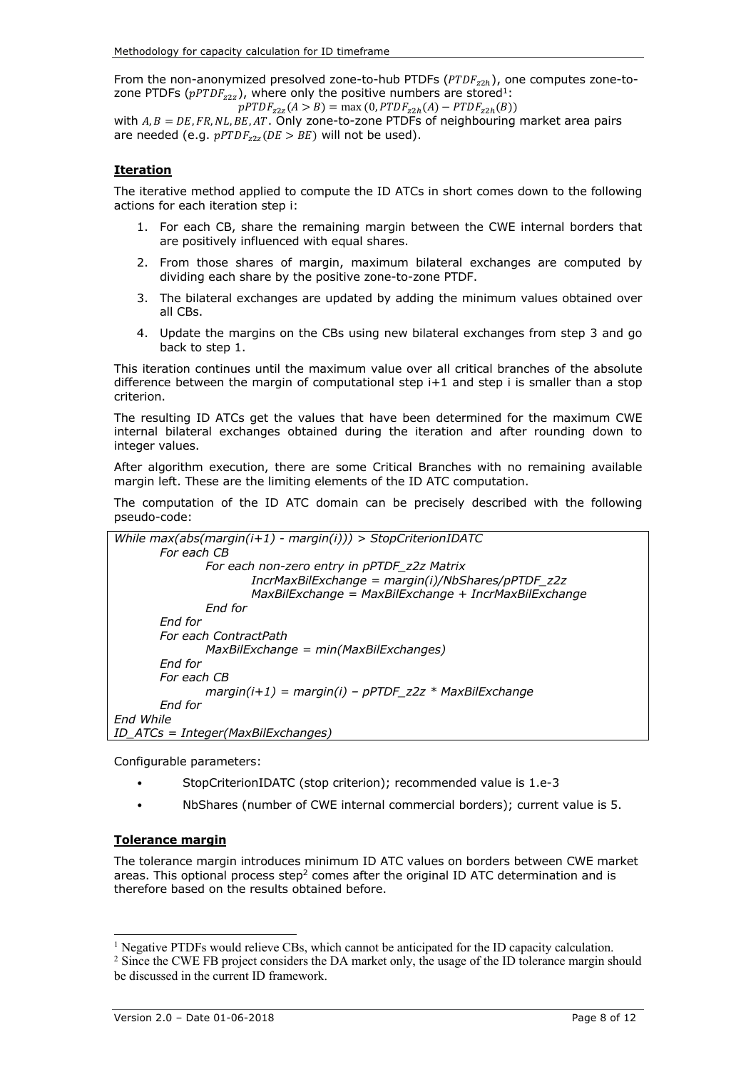From the non-anonymized presolved zone-to-hub PTDFs ($PTDF_{z2h}$), one computes zone-to-zone PTDFs ($pPTDF_{z2z}$), where only the positive numbers are stored[1]:

$$pPTDF_{z2z}(A > B) = \max(0, PTDF_{z2h}(A) - PTDF_{z2h}(B))$$

with $A, B = DE, FR, NL, BE, AT$. Only zone-to-zone PTDFs of neighbouring market area pairs are needed (e.g. $pPTDF_{z2z}(DE > BE)$ will not be used).

**Iteration**

The iterative method applied to compute the ID ATCs in short comes down to the following actions for each iteration step i:

1. For each CB, share the remaining margin between the CWE internal borders that are positively influenced with equal shares.
2. From those shares of margin, maximum bilateral exchanges are computed by dividing each share by the positive zone-to-zone PTDF.
3. The bilateral exchanges are updated by adding the minimum values obtained over all CBs.
4. Update the margins on the CBs using new bilateral exchanges from step 3 and go back to step 1.

This iteration continues until the maximum value over all critical branches of the absolute difference between the margin of computational step i+1 and step i is smaller than a stop criterion.

The resulting ID ATCs get the values that have been determined for the maximum CWE internal bilateral exchanges obtained during the iteration and after rounding down to integer values.

After algorithm execution, there are some Critical Branches with no remaining available margin left. These are the limiting elements of the ID ATC computation.

The computation of the ID ATC domain can be precisely described with the following pseudo-code:

```
While max(abs(margin(i+1) - margin(i))) > StopCriterionIDATC
        For each CB
                For each non-zero entry in pPTDF_z2z Matrix
                        IncrMaxBilExchange = margin(i)/NbShares/pPTDF_z2z
                        MaxBilExchange = MaxBilExchange + IncrMaxBilExchange
                End for
        End for
        For each ContractPath
                MaxBilExchange = min(MaxBilExchanges)
        End for
        For each CB
                margin(i+1) = margin(i) – pPTDF_z2z * MaxBilExchange
        End for
End While
ID_ATCs = Integer(MaxBilExchanges)
```

Configurable parameters:

- StopCriterionIDATC (stop criterion); recommended value is 1.e-3
- NbShares (number of CWE internal commercial borders); current value is 5.

**Tolerance margin**

The tolerance margin introduces minimum ID ATC values on borders between CWE market areas. This optional process step[2] comes after the original ID ATC determination and is therefore based on the results obtained before.

---

[1] Negative PTDFs would relieve CBs, which cannot be anticipated for the ID capacity calculation.

[2] Since the CWE FB project considers the DA market only, the usage of the ID tolerance margin should be discussed in the current ID framework.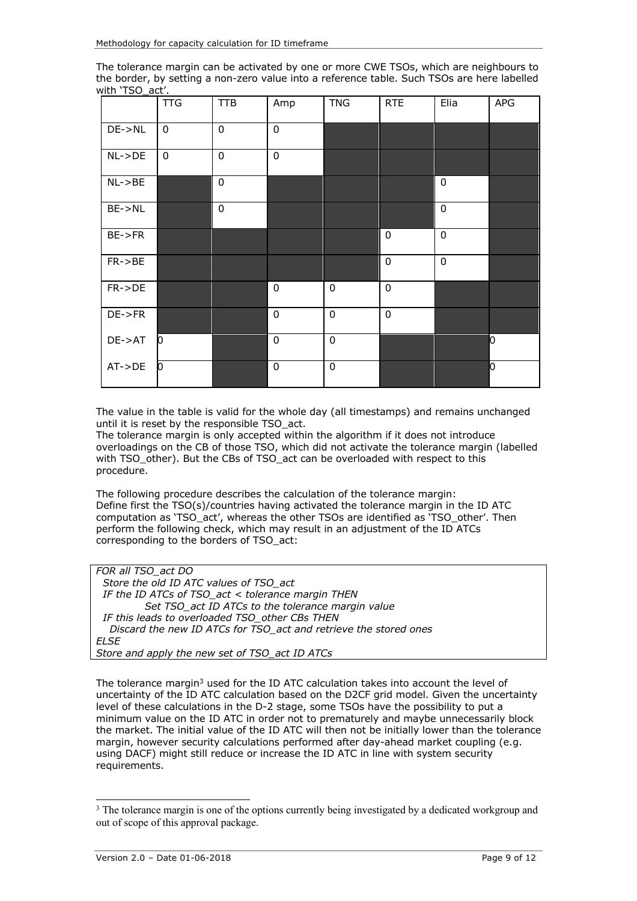The tolerance margin can be activated by one or more CWE TSOs, which are neighbours to the border, by setting a non-zero value into a reference table. Such TSOs are here labelled with 'TSO_act'.

| | TTG | TTB | Amp | TNG | RTE | Elia | APG |
|---|---|---|---|---|---|---|---|
| DE->NL | 0 | 0 | 0 | | | | |
| NL->DE | 0 | 0 | 0 | | | | |
| NL->BE | | 0 | | | | 0 | |
| BE->NL | | 0 | | | | 0 | |
| BE->FR | | | | | 0 | 0 | |
| FR->BE | | | | | 0 | 0 | |
| FR->DE | | | 0 | 0 | 0 | | |
| DE->FR | | | 0 | 0 | 0 | | |
| DE->AT | 0 | | 0 | 0 | | | 0 |
| AT->DE | 0 | | 0 | 0 | | | 0 |

The value in the table is valid for the whole day (all timestamps) and remains unchanged until it is reset by the responsible TSO_act.
The tolerance margin is only accepted within the algorithm if it does not introduce overloadings on the CB of those TSO, which did not activate the tolerance margin (labelled with TSO_other). But the CBs of TSO_act can be overloaded with respect to this procedure.

The following procedure describes the calculation of the tolerance margin:
Define first the TSO(s)/countries having activated the tolerance margin in the ID ATC computation as 'TSO_act', whereas the other TSOs are identified as 'TSO_other'. Then perform the following check, which may result in an adjustment of the ID ATCs corresponding to the borders of TSO_act:

```
FOR all TSO_act DO
  Store the old ID ATC values of TSO_act
  IF the ID ATCs of TSO_act < tolerance margin THEN
          Set TSO_act ID ATCs to the tolerance margin value
  IF this leads to overloaded TSO_other CBs THEN
    Discard the new ID ATCs for TSO_act and retrieve the stored ones
ELSE
Store and apply the new set of TSO_act ID ATCs
```

The tolerance margin[3] used for the ID ATC calculation takes into account the level of uncertainty of the ID ATC calculation based on the D2CF grid model. Given the uncertainty level of these calculations in the D-2 stage, some TSOs have the possibility to put a minimum value on the ID ATC in order not to prematurely and maybe unnecessarily block the market. The initial value of the ID ATC will then not be initially lower than the tolerance margin, however security calculations performed after day-ahead market coupling (e.g. using DACF) might still reduce or increase the ID ATC in line with system security requirements.

[3] The tolerance margin is one of the options currently being investigated by a dedicated workgroup and out of scope of this approval package.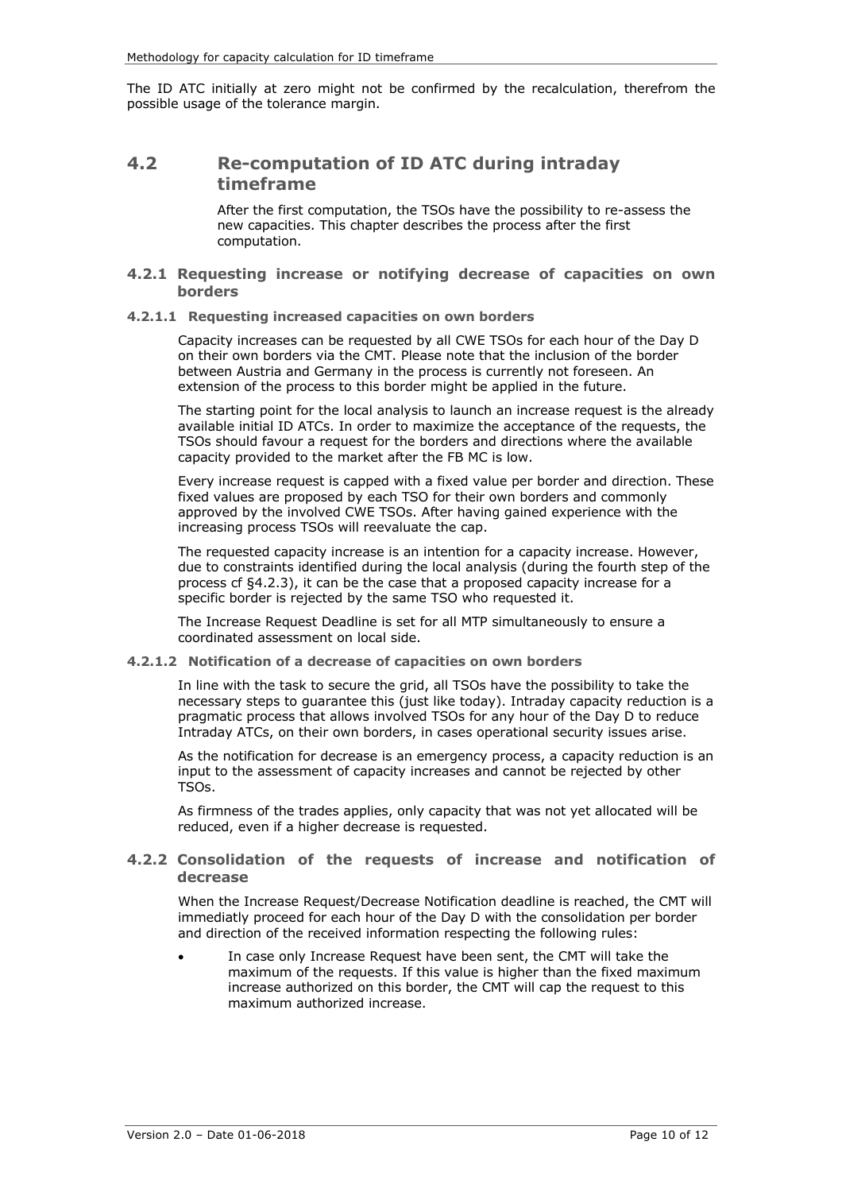The ID ATC initially at zero might not be confirmed by the recalculation, therefrom the possible usage of the tolerance margin.

## 4.2 Re-computation of ID ATC during intraday timeframe

After the first computation, the TSOs have the possibility to re-assess the new capacities. This chapter describes the process after the first computation.

### 4.2.1 Requesting increase or notifying decrease of capacities on own borders

#### 4.2.1.1 Requesting increased capacities on own borders

Capacity increases can be requested by all CWE TSOs for each hour of the Day D on their own borders via the CMT. Please note that the inclusion of the border between Austria and Germany in the process is currently not foreseen. An extension of the process to this border might be applied in the future.

The starting point for the local analysis to launch an increase request is the already available initial ID ATCs. In order to maximize the acceptance of the requests, the TSOs should favour a request for the borders and directions where the available capacity provided to the market after the FB MC is low.

Every increase request is capped with a fixed value per border and direction. These fixed values are proposed by each TSO for their own borders and commonly approved by the involved CWE TSOs. After having gained experience with the increasing process TSOs will reevaluate the cap.

The requested capacity increase is an intention for a capacity increase. However, due to constraints identified during the local analysis (during the fourth step of the process cf §4.2.3), it can be the case that a proposed capacity increase for a specific border is rejected by the same TSO who requested it.

The Increase Request Deadline is set for all MTP simultaneously to ensure a coordinated assessment on local side.

#### 4.2.1.2 Notification of a decrease of capacities on own borders

In line with the task to secure the grid, all TSOs have the possibility to take the necessary steps to guarantee this (just like today). Intraday capacity reduction is a pragmatic process that allows involved TSOs for any hour of the Day D to reduce Intraday ATCs, on their own borders, in cases operational security issues arise.

As the notification for decrease is an emergency process, a capacity reduction is an input to the assessment of capacity increases and cannot be rejected by other TSOs.

As firmness of the trades applies, only capacity that was not yet allocated will be reduced, even if a higher decrease is requested.

### 4.2.2 Consolidation of the requests of increase and notification of decrease

When the Increase Request/Decrease Notification deadline is reached, the CMT will immediatly proceed for each hour of the Day D with the consolidation per border and direction of the received information respecting the following rules:

- In case only Increase Request have been sent, the CMT will take the maximum of the requests. If this value is higher than the fixed maximum increase authorized on this border, the CMT will cap the request to this maximum authorized increase.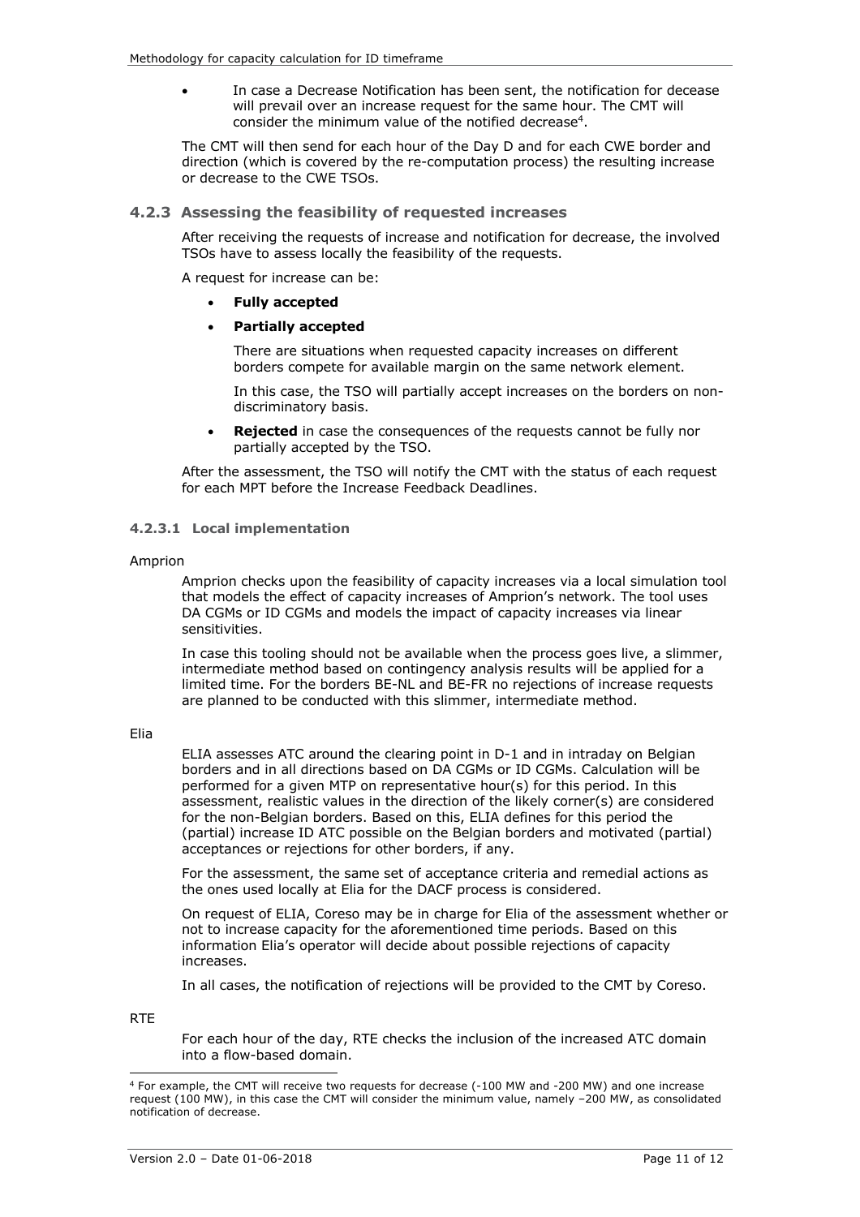- In case a Decrease Notification has been sent, the notification for decease will prevail over an increase request for the same hour. The CMT will consider the minimum value of the notified decrease[4].

The CMT will then send for each hour of the Day D and for each CWE border and direction (which is covered by the re-computation process) the resulting increase or decrease to the CWE TSOs.

### 4.2.3 Assessing the feasibility of requested increases

After receiving the requests of increase and notification for decrease, the involved TSOs have to assess locally the feasibility of the requests.

A request for increase can be:

- **Fully accepted**
- **Partially accepted**

  There are situations when requested capacity increases on different borders compete for available margin on the same network element.

  In this case, the TSO will partially accept increases on the borders on non-discriminatory basis.

- **Rejected** in case the consequences of the requests cannot be fully nor partially accepted by the TSO.

After the assessment, the TSO will notify the CMT with the status of each request for each MPT before the Increase Feedback Deadlines.

#### 4.2.3.1 Local implementation

Amprion

Amprion checks upon the feasibility of capacity increases via a local simulation tool that models the effect of capacity increases of Amprion's network. The tool uses DA CGMs or ID CGMs and models the impact of capacity increases via linear sensitivities.

In case this tooling should not be available when the process goes live, a slimmer, intermediate method based on contingency analysis results will be applied for a limited time. For the borders BE-NL and BE-FR no rejections of increase requests are planned to be conducted with this slimmer, intermediate method.

Elia

ELIA assesses ATC around the clearing point in D-1 and in intraday on Belgian borders and in all directions based on DA CGMs or ID CGMs. Calculation will be performed for a given MTP on representative hour(s) for this period. In this assessment, realistic values in the direction of the likely corner(s) are considered for the non-Belgian borders. Based on this, ELIA defines for this period the (partial) increase ID ATC possible on the Belgian borders and motivated (partial) acceptances or rejections for other borders, if any.

For the assessment, the same set of acceptance criteria and remedial actions as the ones used locally at Elia for the DACF process is considered.

On request of ELIA, Coreso may be in charge for Elia of the assessment whether or not to increase capacity for the aforementioned time periods. Based on this information Elia's operator will decide about possible rejections of capacity increases.

In all cases, the notification of rejections will be provided to the CMT by Coreso.

RTE

For each hour of the day, RTE checks the inclusion of the increased ATC domain into a flow-based domain.

[4] For example, the CMT will receive two requests for decrease (-100 MW and -200 MW) and one increase request (100 MW), in this case the CMT will consider the minimum value, namely –200 MW, as consolidated notification of decrease.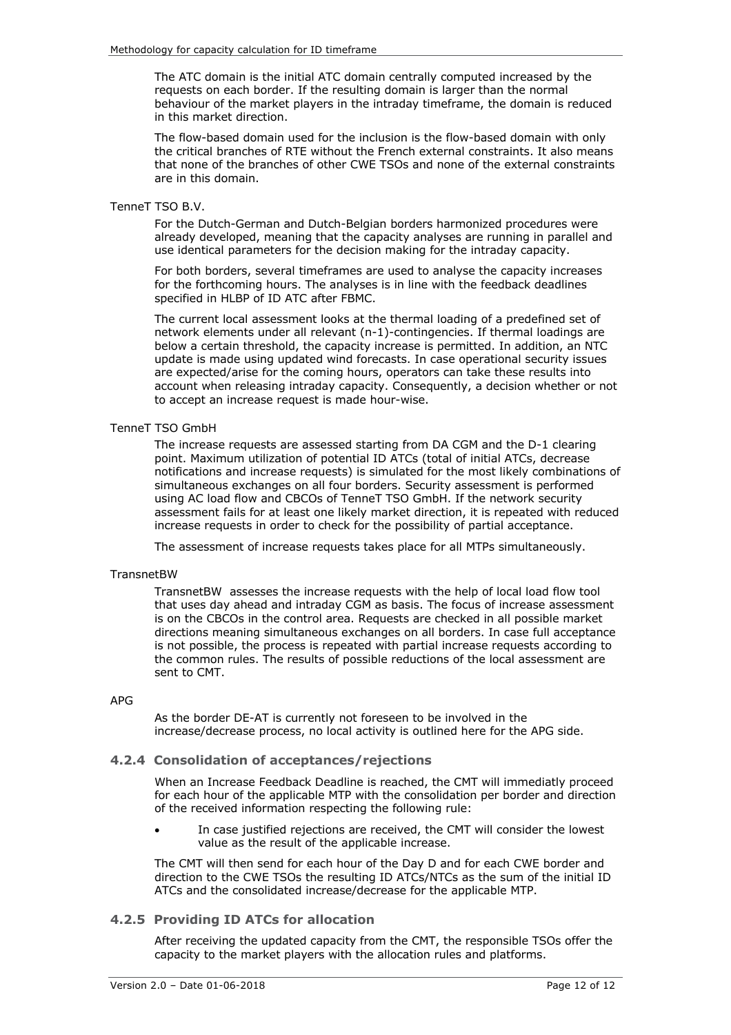The ATC domain is the initial ATC domain centrally computed increased by the requests on each border. If the resulting domain is larger than the normal behaviour of the market players in the intraday timeframe, the domain is reduced in this market direction.

The flow-based domain used for the inclusion is the flow-based domain with only the critical branches of RTE without the French external constraints. It also means that none of the branches of other CWE TSOs and none of the external constraints are in this domain.

TenneT TSO B.V.

For the Dutch-German and Dutch-Belgian borders harmonized procedures were already developed, meaning that the capacity analyses are running in parallel and use identical parameters for the decision making for the intraday capacity.

For both borders, several timeframes are used to analyse the capacity increases for the forthcoming hours. The analyses is in line with the feedback deadlines specified in HLBP of ID ATC after FBMC.

The current local assessment looks at the thermal loading of a predefined set of network elements under all relevant (n-1)-contingencies. If thermal loadings are below a certain threshold, the capacity increase is permitted. In addition, an NTC update is made using updated wind forecasts. In case operational security issues are expected/arise for the coming hours, operators can take these results into account when releasing intraday capacity. Consequently, a decision whether or not to accept an increase request is made hour-wise.

TenneT TSO GmbH

The increase requests are assessed starting from DA CGM and the D-1 clearing point. Maximum utilization of potential ID ATCs (total of initial ATCs, decrease notifications and increase requests) is simulated for the most likely combinations of simultaneous exchanges on all four borders. Security assessment is performed using AC load flow and CBCOs of TenneT TSO GmbH. If the network security assessment fails for at least one likely market direction, it is repeated with reduced increase requests in order to check for the possibility of partial acceptance.

The assessment of increase requests takes place for all MTPs simultaneously.

TransnetBW

TransnetBW assesses the increase requests with the help of local load flow tool that uses day ahead and intraday CGM as basis. The focus of increase assessment is on the CBCOs in the control area. Requests are checked in all possible market directions meaning simultaneous exchanges on all borders. In case full acceptance is not possible, the process is repeated with partial increase requests according to the common rules. The results of possible reductions of the local assessment are sent to CMT.

APG

As the border DE-AT is currently not foreseen to be involved in the increase/decrease process, no local activity is outlined here for the APG side.

### 4.2.4 Consolidation of acceptances/rejections

When an Increase Feedback Deadline is reached, the CMT will immediatly proceed for each hour of the applicable MTP with the consolidation per border and direction of the received information respecting the following rule:

- In case justified rejections are received, the CMT will consider the lowest value as the result of the applicable increase.

The CMT will then send for each hour of the Day D and for each CWE border and direction to the CWE TSOs the resulting ID ATCs/NTCs as the sum of the initial ID ATCs and the consolidated increase/decrease for the applicable MTP.

### 4.2.5 Providing ID ATCs for allocation

After receiving the updated capacity from the CMT, the responsible TSOs offer the capacity to the market players with the allocation rules and platforms.